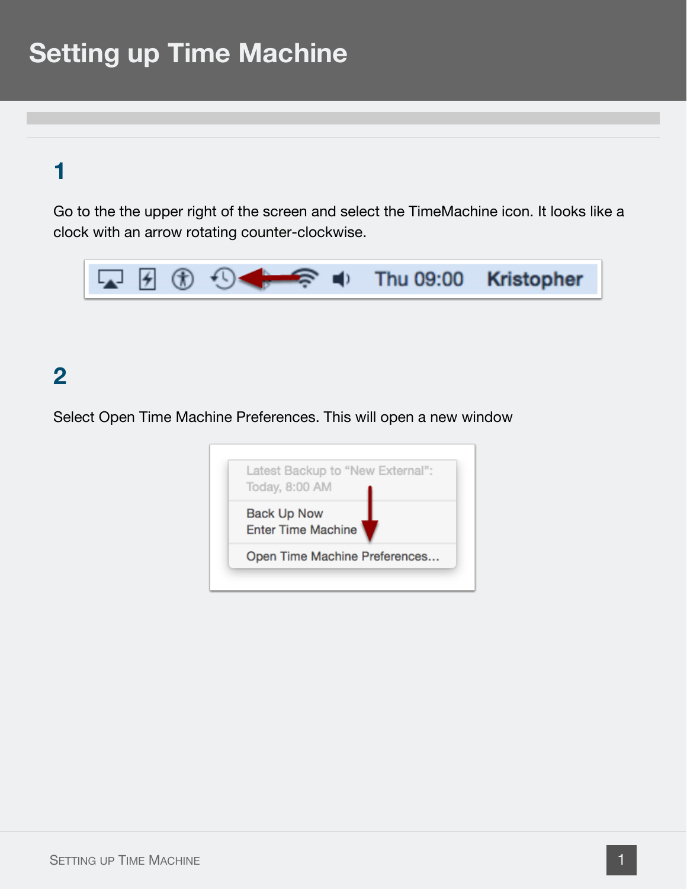# Setting up Time Machine

## 1

Go to the the upper right of the screen and select the TimeMachine icon. It looks like a clock with an arrow rotating counter-clockwise.

## 2

Select Open Time Machine Preferences. This will open a new window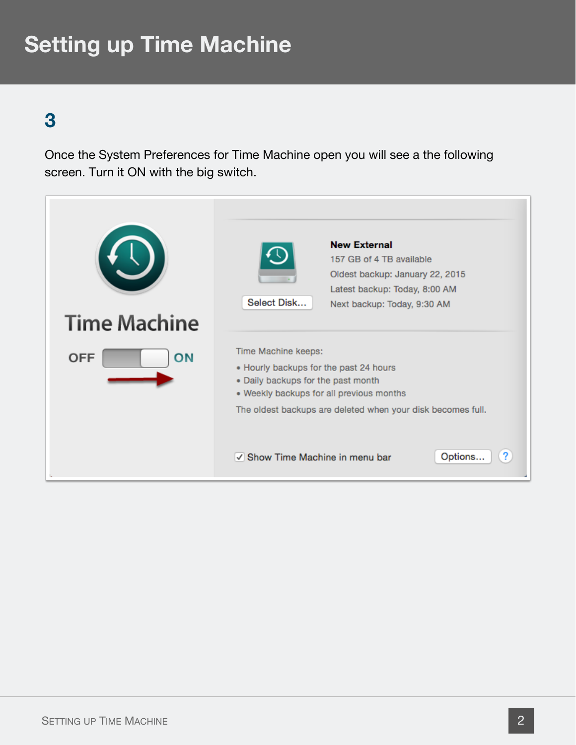# Setting up Time Machine

## 3

Once the System Preferences for Time Machine open you will see a the following screen. Turn it ON with the big switch.

Time Machine

OFF ON

**New External**
157 GB of 4 TB available
Oldest backup: January 22, 2015
Latest backup: Today, 8:00 AM
Next backup: Today, 9:30 AM

Select Disk...

Time Machine keeps:

- Hourly backups for the past 24 hours
- Daily backups for the past month
- Weekly backups for all previous months

The oldest backups are deleted when your disk becomes full.

✓ Show Time Machine in menu bar

Options...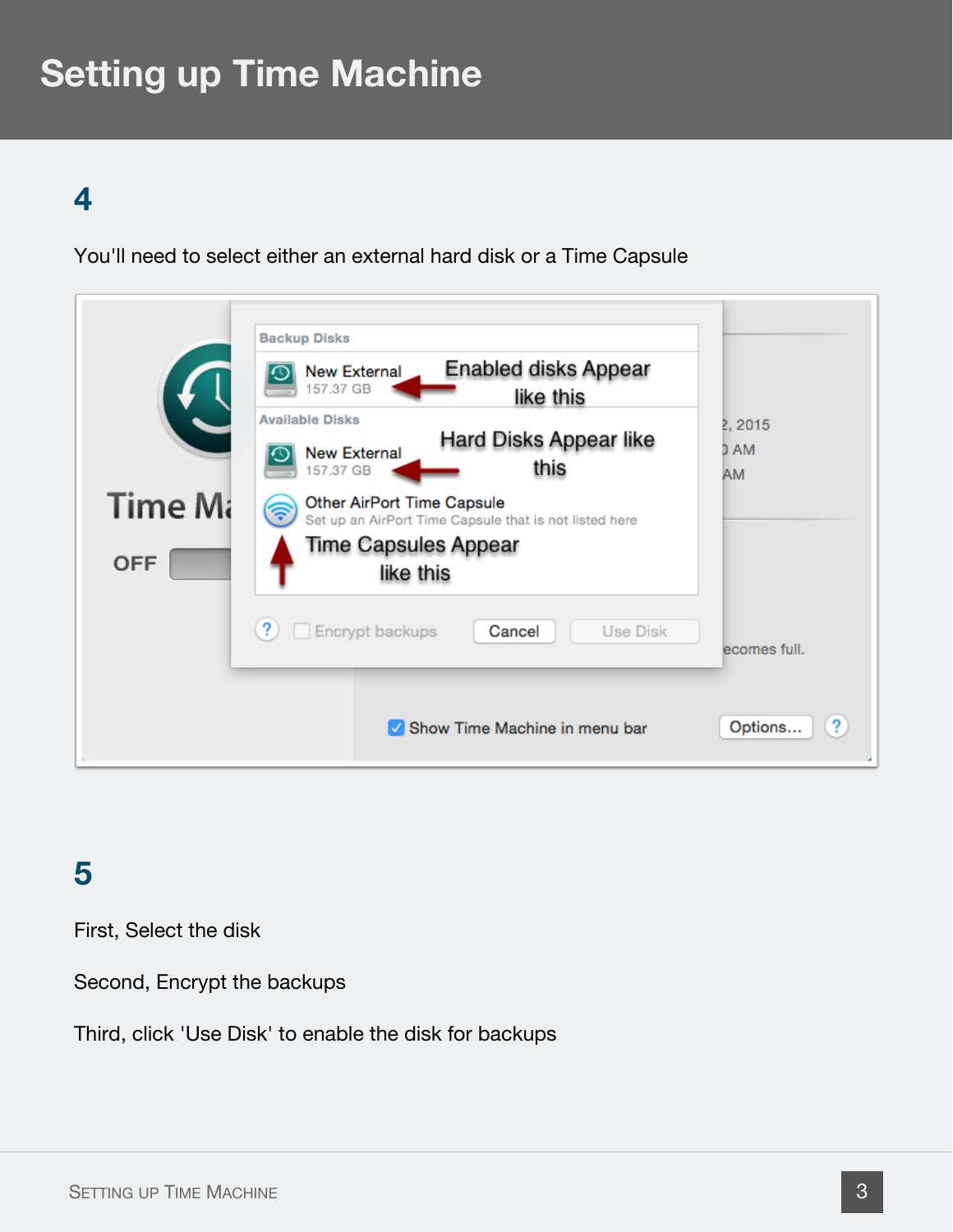# Setting up Time Machine

## 4

You'll need to select either an external hard disk or a Time Capsule

## 5

First, Select the disk

Second, Encrypt the backups

Third, click 'Use Disk' to enable the disk for backups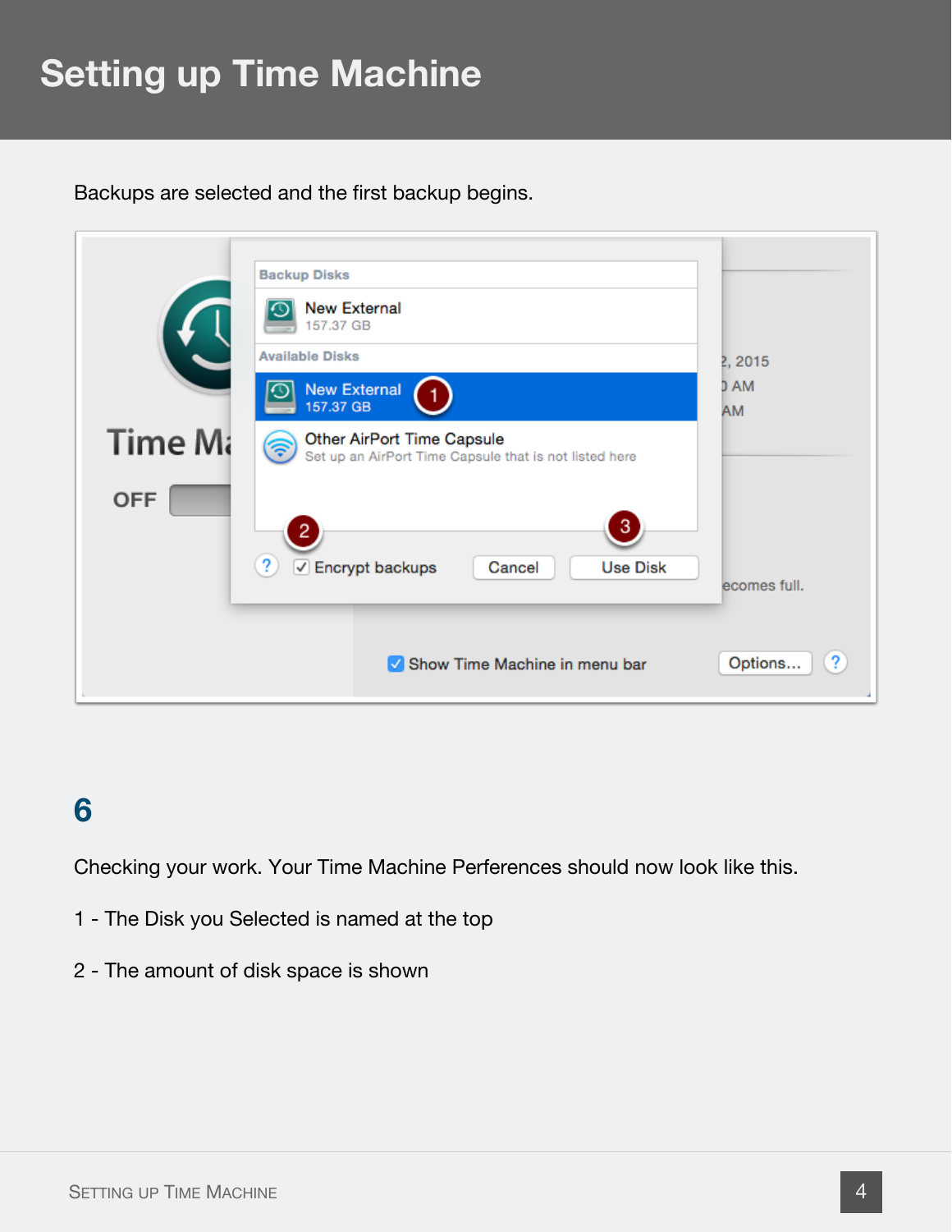# Setting up Time Machine

Backups are selected and the first backup begins.

## 6

Checking your work. Your Time Machine Perferences should now look like this.

1 - The Disk you Selected is named at the top

2 - The amount of disk space is shown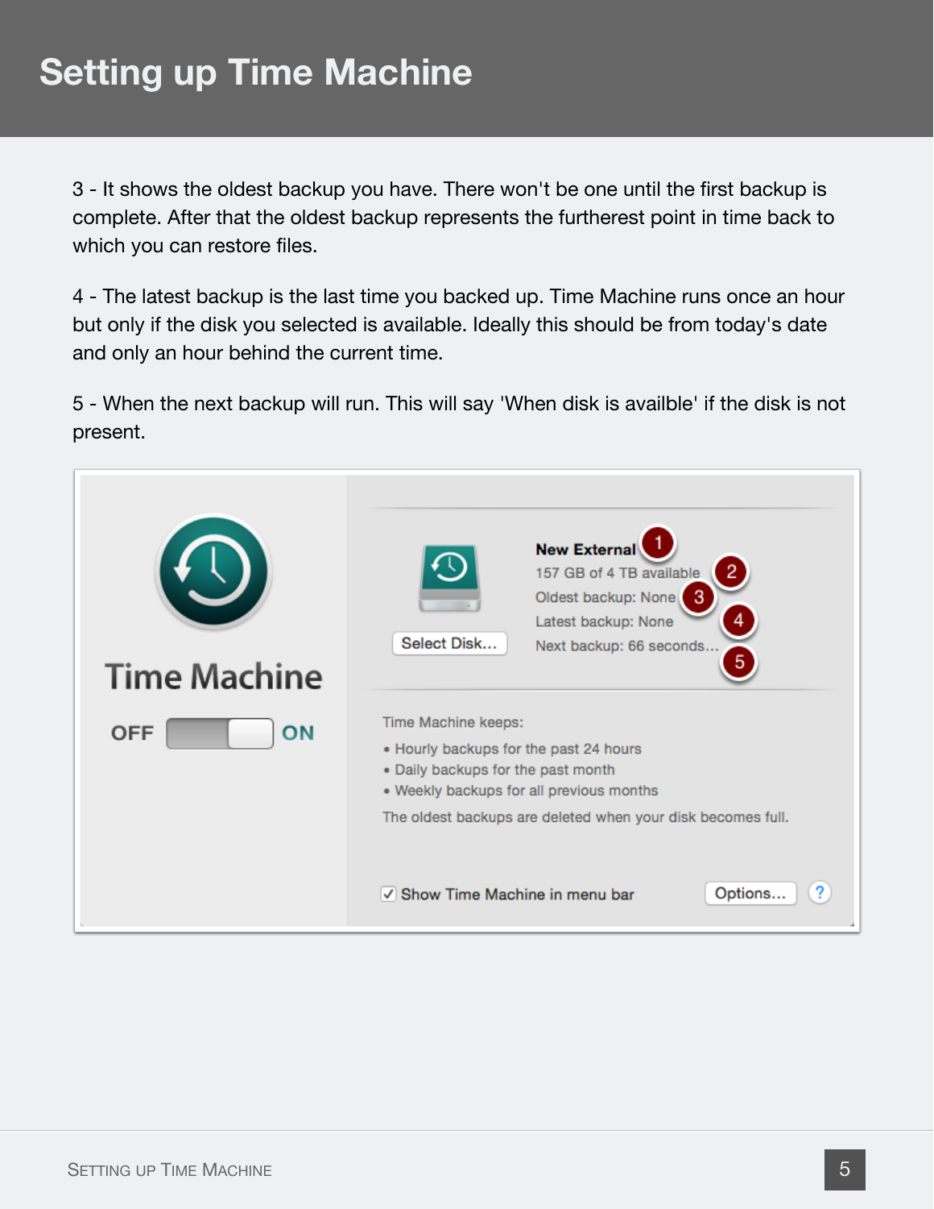# Setting up Time Machine

3 - It shows the oldest backup you have. There won't be one until the first backup is complete. After that the oldest backup represents the furtherest point in time back to which you can restore files.

4 - The latest backup is the last time you backed up. Time Machine runs once an hour but only if the disk you selected is available. Ideally this should be from today's date and only an hour behind the current time.

5 - When the next backup will run. This will say 'When disk is availble' if the disk is not present.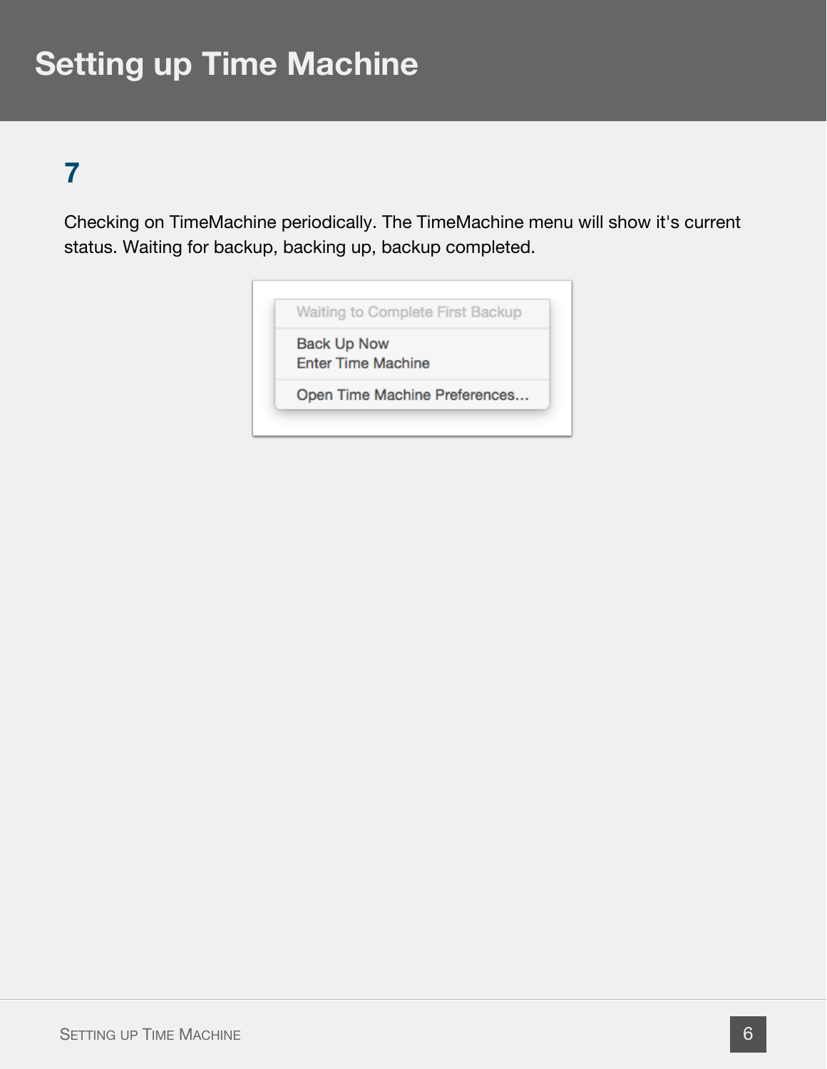# Setting up Time Machine

## 7

Checking on TimeMachine periodically. The TimeMachine menu will show it's current status. Waiting for backup, backing up, backup completed.

Waiting to Complete First Backup

Back Up Now
Enter Time Machine

Open Time Machine Preferences...